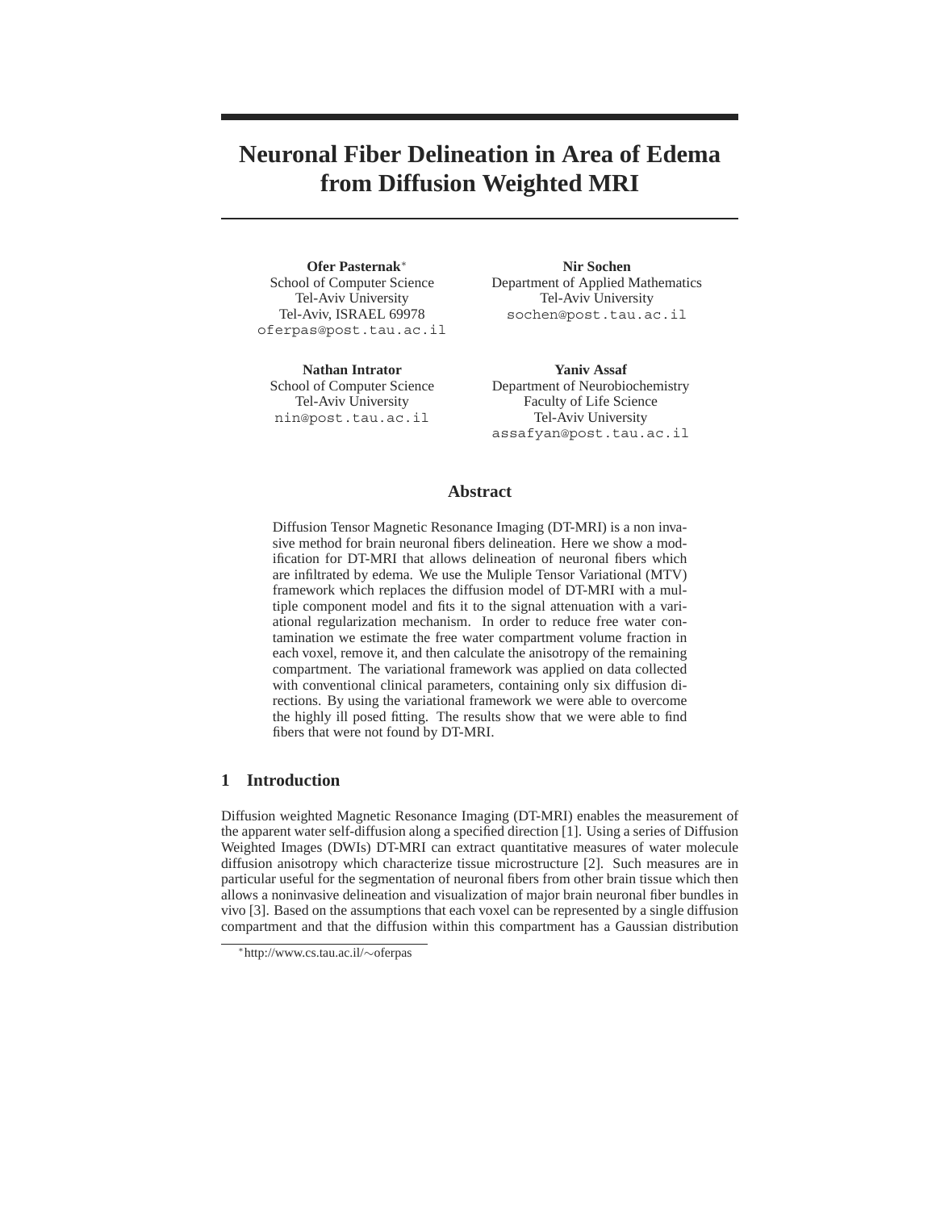# Neuronal Fiber Delineation in Area of Edema from Diffusion Weighted MRI

**Ofer Pasternak***
School of Computer Science
Tel-Aviv University
Tel-Aviv, ISRAEL 69978
oferpas@post.tau.ac.il

**Nir Sochen**
Department of Applied Mathematics
Tel-Aviv University
sochen@post.tau.ac.il

**Nathan Intrator**
School of Computer Science
Tel-Aviv University
nin@post.tau.ac.il

**Yaniv Assaf**
Department of Neurobiochemistry
Faculty of Life Science
Tel-Aviv University
assafyan@post.tau.ac.il

## Abstract

Diffusion Tensor Magnetic Resonance Imaging (DT-MRI) is a non invasive method for brain neuronal fibers delineation. Here we show a modification for DT-MRI that allows delineation of neuronal fibers which are infiltrated by edema. We use the Muliple Tensor Variational (MTV) framework which replaces the diffusion model of DT-MRI with a multiple component model and fits it to the signal attenuation with a variational regularization mechanism. In order to reduce free water contamination we estimate the free water compartment volume fraction in each voxel, remove it, and then calculate the anisotropy of the remaining compartment. The variational framework was applied on data collected with conventional clinical parameters, containing only six diffusion directions. By using the variational framework we were able to overcome the highly ill posed fitting. The results show that we were able to find fibers that were not found by DT-MRI.

## 1 Introduction

Diffusion weighted Magnetic Resonance Imaging (DT-MRI) enables the measurement of the apparent water self-diffusion along a specified direction [1]. Using a series of Diffusion Weighted Images (DWIs) DT-MRI can extract quantitative measures of water molecule diffusion anisotropy which characterize tissue microstructure [2]. Such measures are in particular useful for the segmentation of neuronal fibers from other brain tissue which then allows a noninvasive delineation and visualization of major brain neuronal fiber bundles in vivo [3]. Based on the assumptions that each voxel can be represented by a single diffusion compartment and that the diffusion within this compartment has a Gaussian distribution

*http://www.cs.tau.ac.il/~oferpas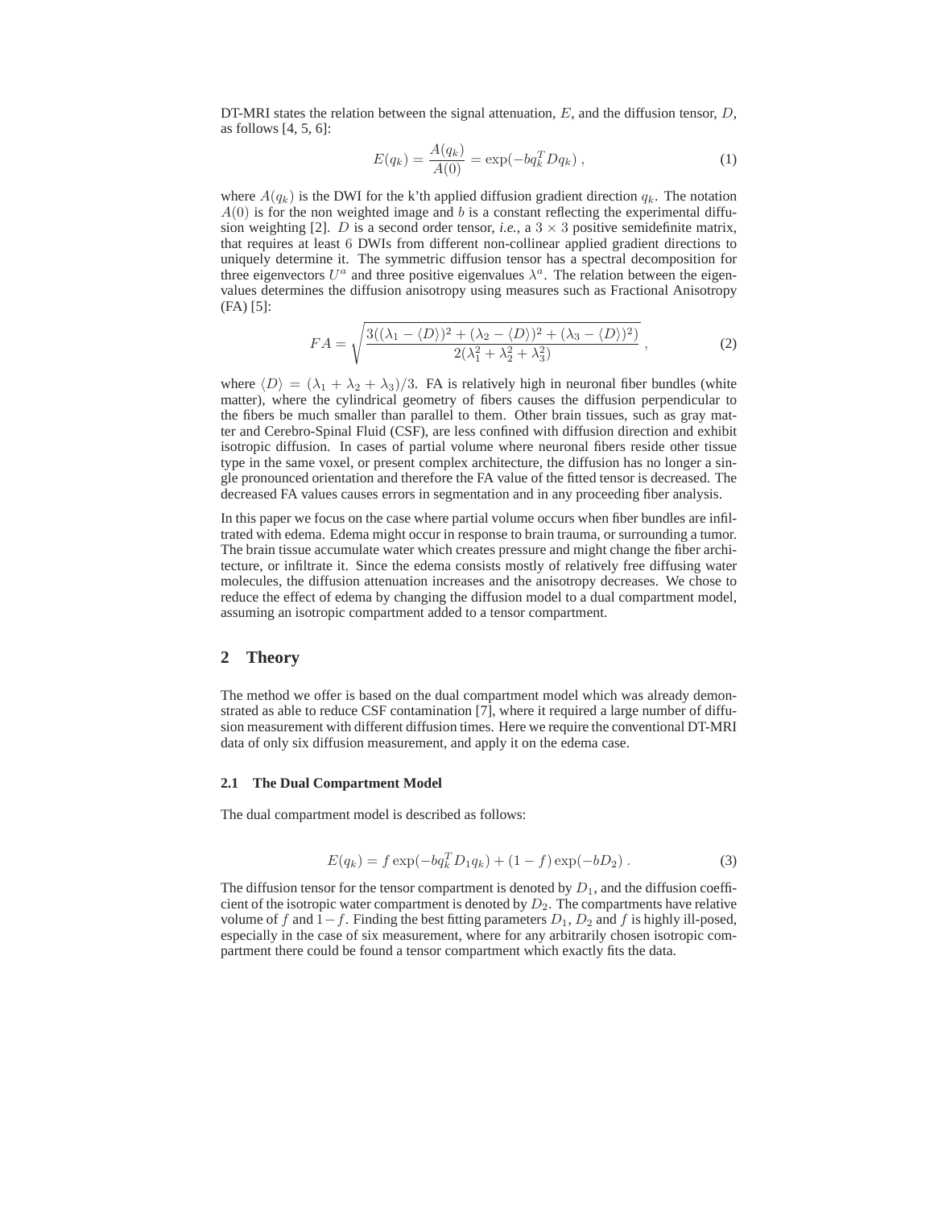DT-MRI states the relation between the signal attenuation, $E$, and the diffusion tensor, $D$, as follows [4, 5, 6]:

$$E(q_k) = \frac{A(q_k)}{A(0)} = \exp(-bq_k^T D q_k) \; , \tag{1}$$

where $A(q_k)$ is the DWI for the k'th applied diffusion gradient direction $q_k$. The notation $A(0)$ is for the non weighted image and $b$ is a constant reflecting the experimental diffusion weighting [2]. $D$ is a second order tensor, *i.e.*, a $3 \times 3$ positive semidefinite matrix, that requires at least $6$ DWIs from different non-collinear applied gradient directions to uniquely determine it. The symmetric diffusion tensor has a spectral decomposition for three eigenvectors $U^a$ and three positive eigenvalues $\lambda^a$. The relation between the eigenvalues determines the diffusion anisotropy using measures such as Fractional Anisotropy (FA) [5]:

$$FA = \sqrt{\frac{3((\lambda_1 - \langle D \rangle)^2 + (\lambda_2 - \langle D \rangle)^2 + (\lambda_3 - \langle D \rangle)^2)}{2(\lambda_1^2 + \lambda_2^2 + \lambda_3^2)}} \; , \tag{2}$$

where $\langle D \rangle = (\lambda_1 + \lambda_2 + \lambda_3)/3$. FA is relatively high in neuronal fiber bundles (white matter), where the cylindrical geometry of fibers causes the diffusion perpendicular to the fibers be much smaller than parallel to them. Other brain tissues, such as gray matter and Cerebro-Spinal Fluid (CSF), are less confined with diffusion direction and exhibit isotropic diffusion. In cases of partial volume where neuronal fibers reside other tissue type in the same voxel, or present complex architecture, the diffusion has no longer a single pronounced orientation and therefore the FA value of the fitted tensor is decreased. The decreased FA values causes errors in segmentation and in any proceeding fiber analysis.

In this paper we focus on the case where partial volume occurs when fiber bundles are infiltrated with edema. Edema might occur in response to brain trauma, or surrounding a tumor. The brain tissue accumulate water which creates pressure and might change the fiber architecture, or infiltrate it. Since the edema consists mostly of relatively free diffusing water molecules, the diffusion attenuation increases and the anisotropy decreases. We chose to reduce the effect of edema by changing the diffusion model to a dual compartment model, assuming an isotropic compartment added to a tensor compartment.

## 2 Theory

The method we offer is based on the dual compartment model which was already demonstrated as able to reduce CSF contamination [7], where it required a large number of diffusion measurement with different diffusion times. Here we require the conventional DT-MRI data of only six diffusion measurement, and apply it on the edema case.

### 2.1 The Dual Compartment Model

The dual compartment model is described as follows:

$$E(q_k) = f \exp(-bq_k^T D_1 q_k) + (1 - f) \exp(-bD_2) \; . \tag{3}$$

The diffusion tensor for the tensor compartment is denoted by $D_1$, and the diffusion coefficient of the isotropic water compartment is denoted by $D_2$. The compartments have relative volume of $f$ and $1 - f$. Finding the best fitting parameters $D_1$, $D_2$ and $f$ is highly ill-posed, especially in the case of six measurement, where for any arbitrarily chosen isotropic compartment there could be found a tensor compartment which exactly fits the data.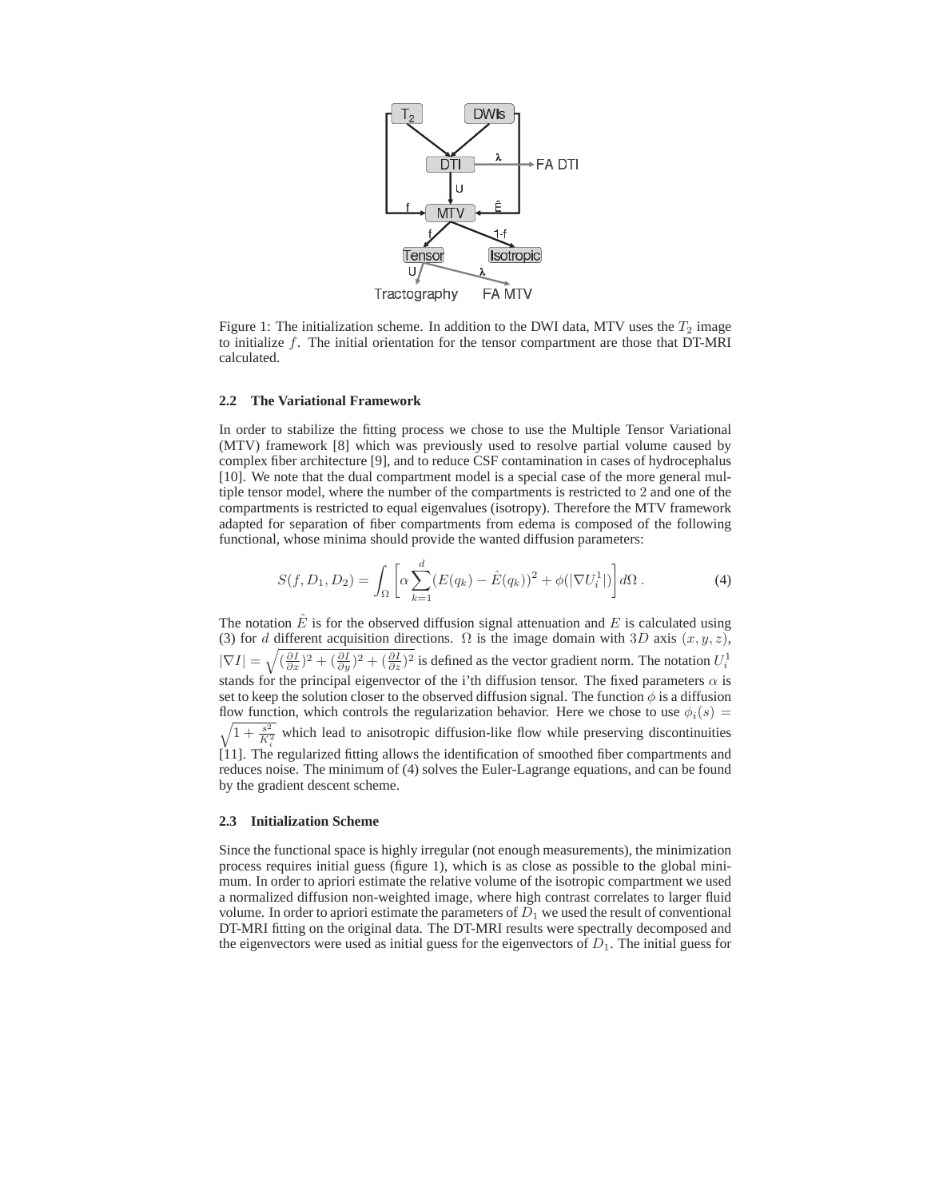Figure 1: The initialization scheme. In addition to the DWI data, MTV uses the $T_2$ image to initialize $f$. The initial orientation for the tensor compartment are those that DT-MRI calculated.

### 2.2 The Variational Framework

In order to stabilize the fitting process we chose to use the Multiple Tensor Variational (MTV) framework [8] which was previously used to resolve partial volume caused by complex fiber architecture [9], and to reduce CSF contamination in cases of hydrocephalus [10]. We note that the dual compartment model is a special case of the more general multiple tensor model, where the number of the compartments is restricted to 2 and one of the compartments is restricted to equal eigenvalues (isotropy). Therefore the MTV framework adapted for separation of fiber compartments from edema is composed of the following functional, whose minima should provide the wanted diffusion parameters:

$$S(f, D_1, D_2) = \int_{\Omega} \left[ \alpha \sum_{k=1}^{d} (E(q_k) - \hat{E}(q_k))^2 + \phi(|\nabla U_i^1|) \right] d\Omega \, . \tag{4}$$

The notation $\hat{E}$ is for the observed diffusion signal attenuation and $E$ is calculated using (3) for $d$ different acquisition directions. $\Omega$ is the image domain with $3D$ axis $(x, y, z)$, $|\nabla I| = \sqrt{(\frac{\partial I}{\partial x})^2 + (\frac{\partial I}{\partial y})^2 + (\frac{\partial I}{\partial z})^2}$ is defined as the vector gradient norm. The notation $U_i^1$ stands for the principal eigenvector of the i'th diffusion tensor. The fixed parameters $\alpha$ is set to keep the solution closer to the observed diffusion signal. The function $\phi$ is a diffusion flow function, which controls the regularization behavior. Here we chose to use $\phi_i(s) = \sqrt{1 + \frac{s^2}{K_i^2}}$ which lead to anisotropic diffusion-like flow while preserving discontinuities [11]. The regularized fitting allows the identification of smoothed fiber compartments and reduces noise. The minimum of (4) solves the Euler-Lagrange equations, and can be found by the gradient descent scheme.

### 2.3 Initialization Scheme

Since the functional space is highly irregular (not enough measurements), the minimization process requires initial guess (figure 1), which is as close as possible to the global minimum. In order to apriori estimate the relative volume of the isotropic compartment we used a normalized diffusion non-weighted image, where high contrast correlates to larger fluid volume. In order to apriori estimate the parameters of $D_1$ we used the result of conventional DT-MRI fitting on the original data. The DT-MRI results were spectrally decomposed and the eigenvectors were used as initial guess for the eigenvectors of $D_1$. The initial guess for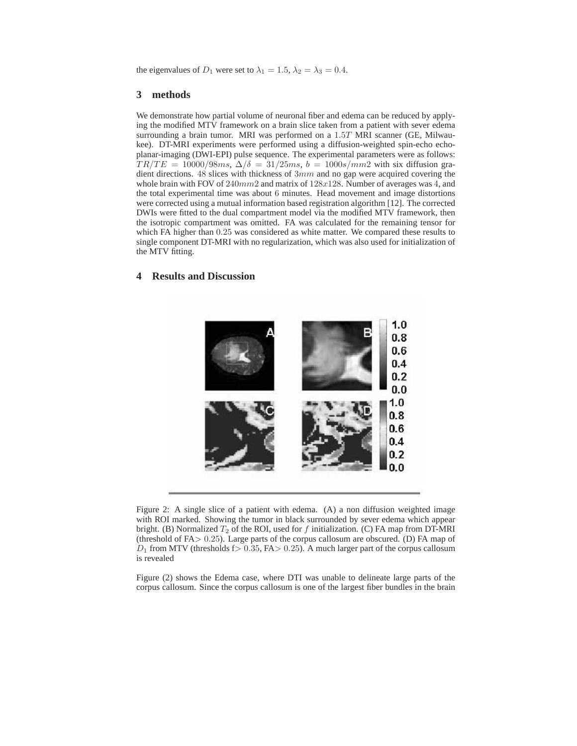the eigenvalues of $D_1$ were set to $\lambda_1 = 1.5$, $\lambda_2 = \lambda_3 = 0.4$.

## 3 methods

We demonstrate how partial volume of neuronal fiber and edema can be reduced by applying the modified MTV framework on a brain slice taken from a patient with sever edema surrounding a brain tumor. MRI was performed on a $1.5T$ MRI scanner (GE, Milwaukee). DT-MRI experiments were performed using a diffusion-weighted spin-echo echo-planar-imaging (DWI-EPI) pulse sequence. The experimental parameters were as follows: $TR/TE = 10000/98ms$, $\Delta/\delta = 31/25ms$, $b = 1000s/mm2$ with six diffusion gradient directions. $48$ slices with thickness of $3mm$ and no gap were acquired covering the whole brain with FOV of $240mm2$ and matrix of $128x128$. Number of averages was $4$, and the total experimental time was about $6$ minutes. Head movement and image distortions were corrected using a mutual information based registration algorithm [12]. The corrected DWIs were fitted to the dual compartment model via the modified MTV framework, then the isotropic compartment was omitted. FA was calculated for the remaining tensor for which FA higher than $0.25$ was considered as white matter. We compared these results to single component DT-MRI with no regularization, which was also used for initialization of the MTV fitting.

## 4 Results and Discussion

Figure 2: A single slice of a patient with edema. (A) a non diffusion weighted image with ROI marked. Showing the tumor in black surrounded by sever edema which appear bright. (B) Normalized $T_2$ of the ROI, used for $f$ initialization. (C) FA map from DT-MRI (threshold of FA$> 0.25$). Large parts of the corpus callosum are obscured. (D) FA map of $D_1$ from MTV (thresholds f$> 0.35$, FA$> 0.25$). A much larger part of the corpus callosum is revealed

Figure (2) shows the Edema case, where DTI was unable to delineate large parts of the corpus callosum. Since the corpus callosum is one of the largest fiber bundles in the brain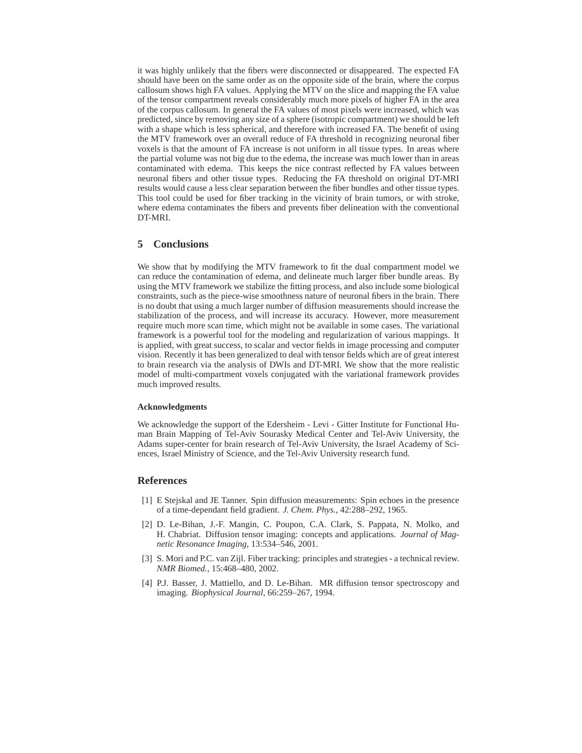it was highly unlikely that the fibers were disconnected or disappeared. The expected FA should have been on the same order as on the opposite side of the brain, where the corpus callosum shows high FA values. Applying the MTV on the slice and mapping the FA value of the tensor compartment reveals considerably much more pixels of higher FA in the area of the corpus callosum. In general the FA values of most pixels were increased, which was predicted, since by removing any size of a sphere (isotropic compartment) we should be left with a shape which is less spherical, and therefore with increased FA. The benefit of using the MTV framework over an overall reduce of FA threshold in recognizing neuronal fiber voxels is that the amount of FA increase is not uniform in all tissue types. In areas where the partial volume was not big due to the edema, the increase was much lower than in areas contaminated with edema. This keeps the nice contrast reflected by FA values between neuronal fibers and other tissue types. Reducing the FA threshold on original DT-MRI results would cause a less clear separation between the fiber bundles and other tissue types. This tool could be used for fiber tracking in the vicinity of brain tumors, or with stroke, where edema contaminates the fibers and prevents fiber delineation with the conventional DT-MRI.

## 5 Conclusions

We show that by modifying the MTV framework to fit the dual compartment model we can reduce the contamination of edema, and delineate much larger fiber bundle areas. By using the MTV framework we stabilize the fitting process, and also include some biological constraints, such as the piece-wise smoothness nature of neuronal fibers in the brain. There is no doubt that using a much larger number of diffusion measurements should increase the stabilization of the process, and will increase its accuracy. However, more measurement require much more scan time, which might not be available in some cases. The variational framework is a powerful tool for the modeling and regularization of various mappings. It is applied, with great success, to scalar and vector fields in image processing and computer vision. Recently it has been generalized to deal with tensor fields which are of great interest to brain research via the analysis of DWIs and DT-MRI. We show that the more realistic model of multi-compartment voxels conjugated with the variational framework provides much improved results.

#### Acknowledgments

We acknowledge the support of the Edersheim - Levi - Gitter Institute for Functional Human Brain Mapping of Tel-Aviv Sourasky Medical Center and Tel-Aviv University, the Adams super-center for brain research of Tel-Aviv University, the Israel Academy of Sciences, Israel Ministry of Science, and the Tel-Aviv University research fund.

## References

[1] E Stejskal and JE Tanner. Spin diffusion measurements: Spin echoes in the presence of a time-dependant field gradient. *J. Chem. Phys.*, 42:288–292, 1965.

[2] D. Le-Bihan, J.-F. Mangin, C. Poupon, C.A. Clark, S. Pappata, N. Molko, and H. Chabriat. Diffusion tensor imaging: concepts and applications. *Journal of Magnetic Resonance Imaging*, 13:534–546, 2001.

[3] S. Mori and P.C. van Zijl. Fiber tracking: principles and strategies - a technical review. *NMR Biomed.*, 15:468–480, 2002.

[4] P.J. Basser, J. Mattiello, and D. Le-Bihan. MR diffusion tensor spectroscopy and imaging. *Biophysical Journal*, 66:259–267, 1994.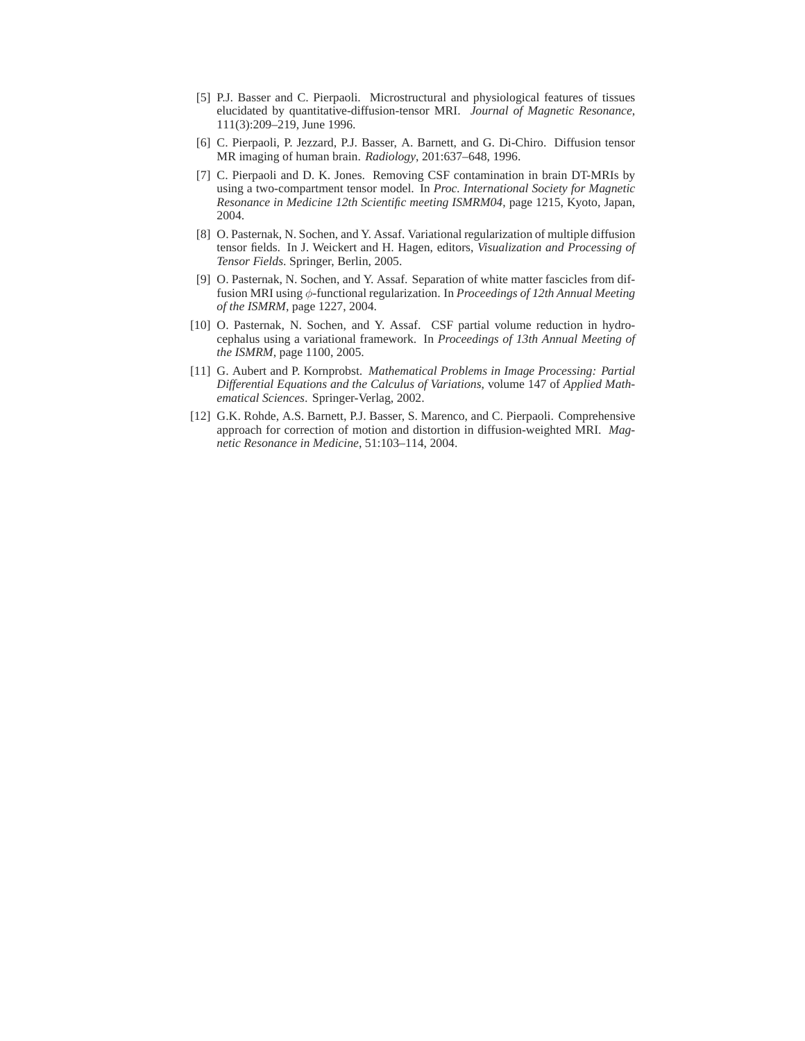[5] P.J. Basser and C. Pierpaoli. Microstructural and physiological features of tissues elucidated by quantitative-diffusion-tensor MRI. *Journal of Magnetic Resonance*, 111(3):209–219, June 1996.

[6] C. Pierpaoli, P. Jezzard, P.J. Basser, A. Barnett, and G. Di-Chiro. Diffusion tensor MR imaging of human brain. *Radiology*, 201:637–648, 1996.

[7] C. Pierpaoli and D. K. Jones. Removing CSF contamination in brain DT-MRIs by using a two-compartment tensor model. In *Proc. International Society for Magnetic Resonance in Medicine 12th Scientific meeting ISMRM04*, page 1215, Kyoto, Japan, 2004.

[8] O. Pasternak, N. Sochen, and Y. Assaf. Variational regularization of multiple diffusion tensor fields. In J. Weickert and H. Hagen, editors, *Visualization and Processing of Tensor Fields*. Springer, Berlin, 2005.

[9] O. Pasternak, N. Sochen, and Y. Assaf. Separation of white matter fascicles from diffusion MRI using $\phi$-functional regularization. In *Proceedings of 12th Annual Meeting of the ISMRM*, page 1227, 2004.

[10] O. Pasternak, N. Sochen, and Y. Assaf. CSF partial volume reduction in hydrocephalus using a variational framework. In *Proceedings of 13th Annual Meeting of the ISMRM*, page 1100, 2005.

[11] G. Aubert and P. Kornprobst. *Mathematical Problems in Image Processing: Partial Differential Equations and the Calculus of Variations*, volume 147 of *Applied Mathematical Sciences*. Springer-Verlag, 2002.

[12] G.K. Rohde, A.S. Barnett, P.J. Basser, S. Marenco, and C. Pierpaoli. Comprehensive approach for correction of motion and distortion in diffusion-weighted MRI. *Magnetic Resonance in Medicine*, 51:103–114, 2004.